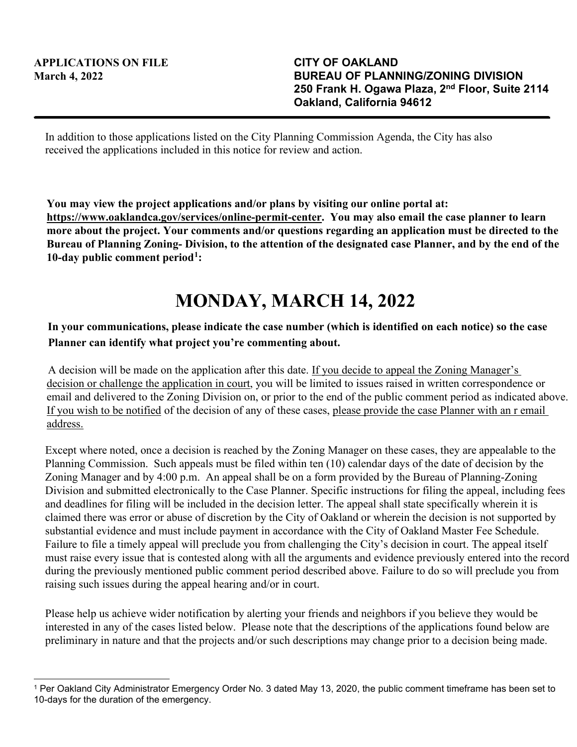**APPLICATIONS ON FILE**
**March 4, 2022**

**CITY OF OAKLAND**
**BUREAU OF PLANNING/ZONING DIVISION**
**250 Frank H. Ogawa Plaza, 2nd Floor, Suite 2114**
**Oakland, California 94612**

---

In addition to those applications listed on the City Planning Commission Agenda, the City has also received the applications included in this notice for review and action.

**You may view the project applications and/or plans by visiting our online portal at: https://www.oaklandca.gov/services/online-permit-center. You may also email the case planner to learn more about the project. Your comments and/or questions regarding an application must be directed to the Bureau of Planning Zoning- Division, to the attention of the designated case Planner, and by the end of the 10-day public comment period[1]:**

# MONDAY, MARCH 14, 2022

**In your communications, please indicate the case number (which is identified on each notice) so the case Planner can identify what project you're commenting about.**

A decision will be made on the application after this date. If you decide to appeal the Zoning Manager's decision or challenge the application in court, you will be limited to issues raised in written correspondence or email and delivered to the Zoning Division on, or prior to the end of the public comment period as indicated above. If you wish to be notified of the decision of any of these cases, please provide the case Planner with an r email address.

Except where noted, once a decision is reached by the Zoning Manager on these cases, they are appealable to the Planning Commission. Such appeals must be filed within ten (10) calendar days of the date of decision by the Zoning Manager and by 4:00 p.m. An appeal shall be on a form provided by the Bureau of Planning-Zoning Division and submitted electronically to the Case Planner. Specific instructions for filing the appeal, including fees and deadlines for filing will be included in the decision letter. The appeal shall state specifically wherein it is claimed there was error or abuse of discretion by the City of Oakland or wherein the decision is not supported by substantial evidence and must include payment in accordance with the City of Oakland Master Fee Schedule. Failure to file a timely appeal will preclude you from challenging the City's decision in court. The appeal itself must raise every issue that is contested along with all the arguments and evidence previously entered into the record during the previously mentioned public comment period described above. Failure to do so will preclude you from raising such issues during the appeal hearing and/or in court.

Please help us achieve wider notification by alerting your friends and neighbors if you believe they would be interested in any of the cases listed below. Please note that the descriptions of the applications found below are preliminary in nature and that the projects and/or such descriptions may change prior to a decision being made.

---

[1] Per Oakland City Administrator Emergency Order No. 3 dated May 13, 2020, the public comment timeframe has been set to 10-days for the duration of the emergency.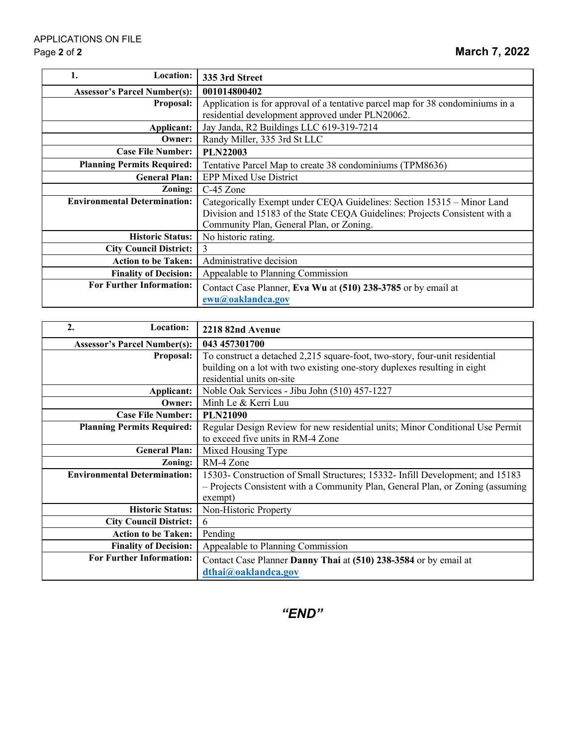| 1. Location: | 335 3rd Street |
|---|---|
| Assessor's Parcel Number(s): | 001014800402 |
| Proposal: | Application is for approval of a tentative parcel map for 38 condominiums in a residential development approved under PLN20062. |
| Applicant: | Jay Janda, R2 Buildings LLC 619-319-7214 |
| Owner: | Randy Miller, 335 3rd St LLC |
| Case File Number: | **PLN22003** |
| Planning Permits Required: | Tentative Parcel Map to create 38 condominiums (TPM8636) |
| General Plan: | EPP Mixed Use District |
| Zoning: | C-45 Zone |
| Environmental Determination: | Categorically Exempt under CEQA Guidelines: Section 15315 – Minor Land Division and 15183 of the State CEQA Guidelines: Projects Consistent with a Community Plan, General Plan, or Zoning. |
| Historic Status: | No historic rating. |
| City Council District: | 3 |
| Action to be Taken: | Administrative decision |
| Finality of Decision: | Appealable to Planning Commission |
| For Further Information: | Contact Case Planner, **Eva Wu** at **(510) 238-3785** or by email at **ewu@oaklandca.gov** |

| 2. Location: | 2218 82nd Avenue |
|---|---|
| Assessor's Parcel Number(s): | 043 457301700 |
| Proposal: | To construct a detached 2,215 square-foot, two-story, four-unit residential building on a lot with two existing one-story duplexes resulting in eight residential units on-site |
| Applicant: | Noble Oak Services - Jibu John (510) 457-1227 |
| Owner: | Minh Le & Kerri Luu |
| Case File Number: | **PLN21090** |
| Planning Permits Required: | Regular Design Review for new residential units; Minor Conditional Use Permit to exceed five units in RM-4 Zone |
| General Plan: | Mixed Housing Type |
| Zoning: | RM-4 Zone |
| Environmental Determination: | 15303- Construction of Small Structures; 15332- Infill Development; and 15183 – Projects Consistent with a Community Plan, General Plan, or Zoning (assuming exempt) |
| Historic Status: | Non-Historic Property |
| City Council District: | 6 |
| Action to be Taken: | Pending |
| Finality of Decision: | Appealable to Planning Commission |
| For Further Information: | Contact Case Planner **Danny Thai** at **(510) 238-3584** or by email at **dthai@oaklandca.gov** |

***"END"***